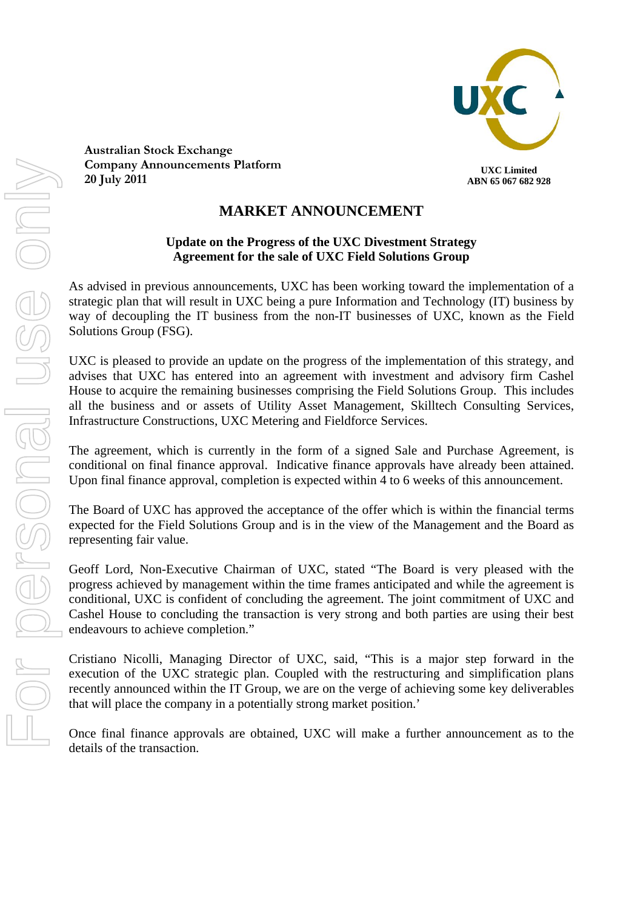Australian Stock Exchange
Company Announcements Platform
20 July 2011

UXC Limited
ABN 65 067 682 928

# MARKET ANNOUNCEMENT

**Update on the Progress of the UXC Divestment Strategy**
**Agreement for the sale of UXC Field Solutions Group**

As advised in previous announcements, UXC has been working toward the implementation of a strategic plan that will result in UXC being a pure Information and Technology (IT) business by way of decoupling the IT business from the non-IT businesses of UXC, known as the Field Solutions Group (FSG).

UXC is pleased to provide an update on the progress of the implementation of this strategy, and advises that UXC has entered into an agreement with investment and advisory firm Cashel House to acquire the remaining businesses comprising the Field Solutions Group. This includes all the business and or assets of Utility Asset Management, Skilltech Consulting Services, Infrastructure Constructions, UXC Metering and Fieldforce Services.

The agreement, which is currently in the form of a signed Sale and Purchase Agreement, is conditional on final finance approval. Indicative finance approvals have already been attained. Upon final finance approval, completion is expected within 4 to 6 weeks of this announcement.

The Board of UXC has approved the acceptance of the offer which is within the financial terms expected for the Field Solutions Group and is in the view of the Management and the Board as representing fair value.

Geoff Lord, Non-Executive Chairman of UXC, stated "The Board is very pleased with the progress achieved by management within the time frames anticipated and while the agreement is conditional, UXC is confident of concluding the agreement. The joint commitment of UXC and Cashel House to concluding the transaction is very strong and both parties are using their best endeavours to achieve completion."

Cristiano Nicolli, Managing Director of UXC, said, "This is a major step forward in the execution of the UXC strategic plan. Coupled with the restructuring and simplification plans recently announced within the IT Group, we are on the verge of achieving some key deliverables that will place the company in a potentially strong market position.'

Once final finance approvals are obtained, UXC will make a further announcement as to the details of the transaction.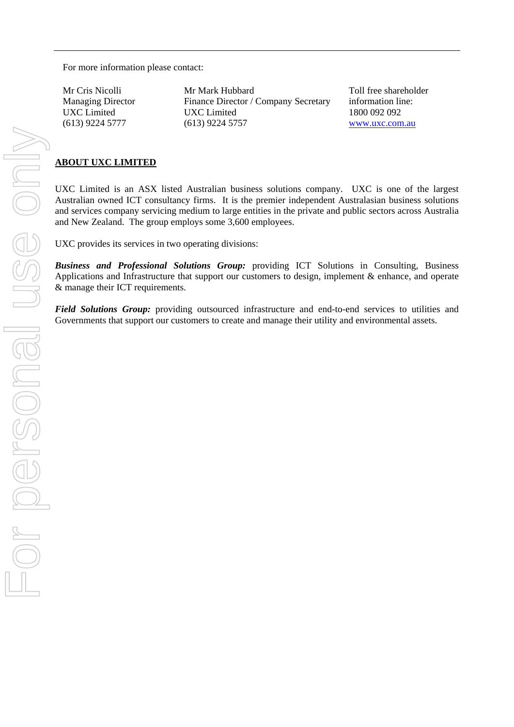For more information please contact:

| | | |
|---|---|---|
| Mr Cris Nicolli<br>Managing Director<br>UXC Limited<br>(613) 9224 5777 | Mr Mark Hubbard<br>Finance Director / Company Secretary<br>UXC Limited<br>(613) 9224 5757 | Toll free shareholder information line:<br>1800 092 092<br>www.uxc.com.au |

## ABOUT UXC LIMITED

UXC Limited is an ASX listed Australian business solutions company. UXC is one of the largest Australian owned ICT consultancy firms. It is the premier independent Australasian business solutions and services company servicing medium to large entities in the private and public sectors across Australia and New Zealand. The group employs some 3,600 employees.

UXC provides its services in two operating divisions:

***Business and Professional Solutions Group:*** providing ICT Solutions in Consulting, Business Applications and Infrastructure that support our customers to design, implement & enhance, and operate & manage their ICT requirements.

***Field Solutions Group:*** providing outsourced infrastructure and end-to-end services to utilities and Governments that support our customers to create and manage their utility and environmental assets.